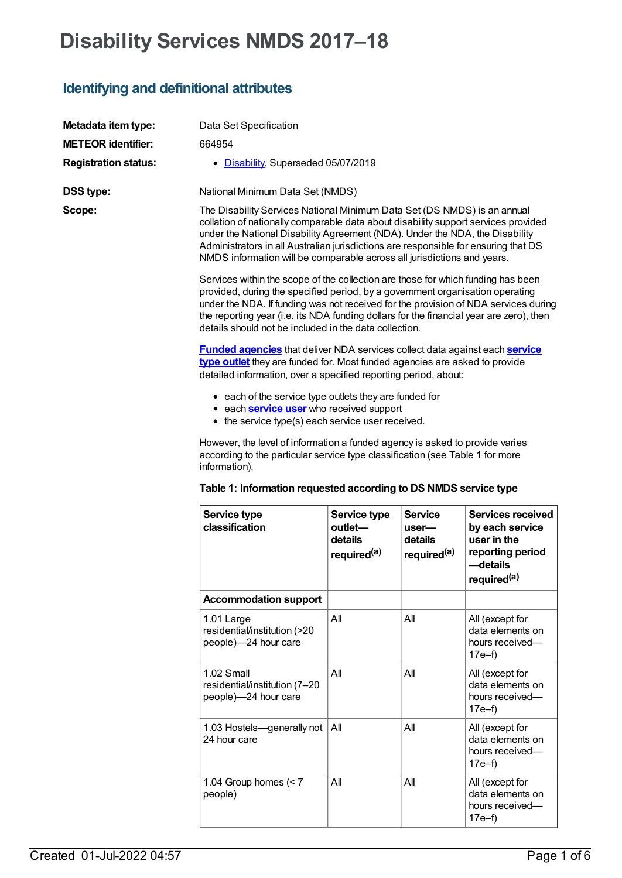# Disability Services NMDS 2017–18

## Identifying and definitional attributes

**Metadata item type:** Data Set Specification

**METEOR identifier:** 664954

**Registration status:**

- Disability, Superseded 05/07/2019

**DSS type:** National Minimum Data Set (NMDS)

**Scope:**

The Disability Services National Minimum Data Set (DS NMDS) is an annual collation of nationally comparable data about disability support services provided under the National Disability Agreement (NDA). Under the NDA, the Disability Administrators in all Australian jurisdictions are responsible for ensuring that DS NMDS information will be comparable across all jurisdictions and years.

Services within the scope of the collection are those for which funding has been provided, during the specified period, by a government organisation operating under the NDA. If funding was not received for the provision of NDA services during the reporting year (i.e. its NDA funding dollars for the financial year are zero), then details should not be included in the data collection.

**Funded agencies** that deliver NDA services collect data against each **service type outlet** they are funded for. Most funded agencies are asked to provide detailed information, over a specified reporting period, about:

- each of the service type outlets they are funded for
- each **service user** who received support
- the service type(s) each service user received.

However, the level of information a funded agency is asked to provide varies according to the particular service type classification (see Table 1 for more information).

**Table 1: Information requested according to DS NMDS service type**

| Service type classification | Service type outlet—details required[(a)] | Service user—details required[(a)] | Services received by each service user in the reporting period—details required[(a)] |
|---|---|---|---|
| **Accommodation support** | | | |
| 1.01 Large residential/institution (>20 people)—24 hour care | All | All | All (except for data elements on hours received—17e–f) |
| 1.02 Small residential/institution (7–20 people)—24 hour care | All | All | All (except for data elements on hours received—17e–f) |
| 1.03 Hostels—generally not 24 hour care | All | All | All (except for data elements on hours received—17e–f) |
| 1.04 Group homes (< 7 people) | All | All | All (except for data elements on hours received—17e–f) |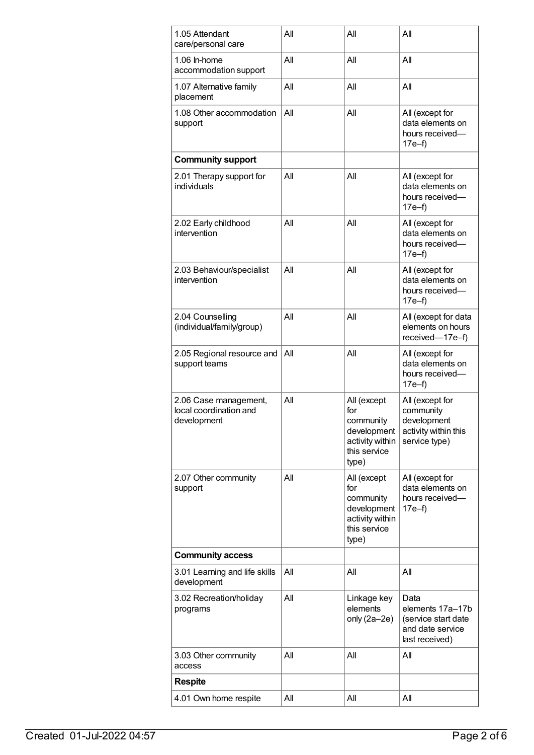| | | | |
|---|---|---|---|
| 1.05 Attendant care/personal care | All | All | All |
| 1.06 In-home accommodation support | All | All | All |
| 1.07 Alternative family placement | All | All | All |
| 1.08 Other accommodation support | All | All | All (except for data elements on hours received—17e–f) |
| **Community support** | | | |
| 2.01 Therapy support for individuals | All | All | All (except for data elements on hours received—17e–f) |
| 2.02 Early childhood intervention | All | All | All (except for data elements on hours received—17e–f) |
| 2.03 Behaviour/specialist intervention | All | All | All (except for data elements on hours received—17e–f) |
| 2.04 Counselling (individual/family/group) | All | All | All (except for data elements on hours received—17e–f) |
| 2.05 Regional resource and support teams | All | All | All (except for data elements on hours received—17e–f) |
| 2.06 Case management, local coordination and development | All | All (except for community development activity within this service type) | All (except for community development activity within this service type) |
| 2.07 Other community support | All | All (except for community development activity within this service type) | All (except for data elements on hours received—17e–f) |
| **Community access** | | | |
| 3.01 Learning and life skills development | All | All | All |
| 3.02 Recreation/holiday programs | All | Linkage key elements only (2a–2e) | Data elements 17a–17b (service start date and date service last received) |
| 3.03 Other community access | All | All | All |
| **Respite** | | | |
| 4.01 Own home respite | All | All | All |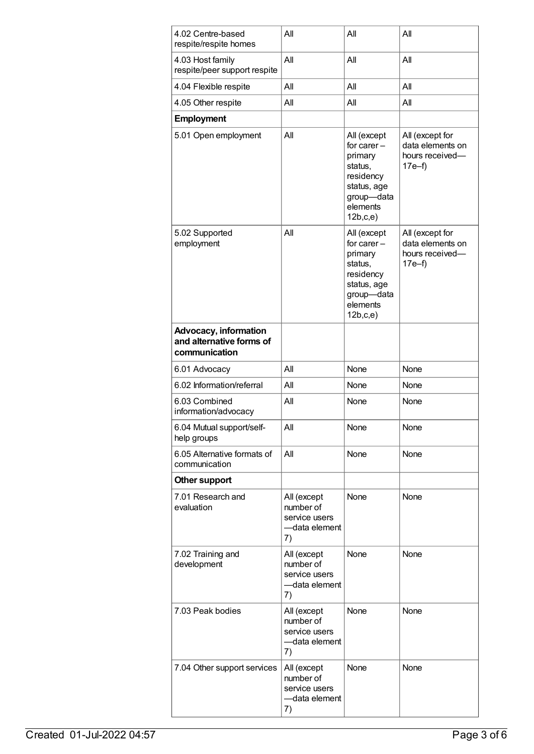| | | | |
|---|---|---|---|
| 4.02 Centre-based respite/respite homes | All | All | All |
| 4.03 Host family respite/peer support respite | All | All | All |
| 4.04 Flexible respite | All | All | All |
| 4.05 Other respite | All | All | All |
| **Employment** | | | |
| 5.01 Open employment | All | All (except for carer – primary status, residency status, age group—data elements 12b,c,e) | All (except for data elements on hours received—17e–f) |
| 5.02 Supported employment | All | All (except for carer – primary status, residency status, age group—data elements 12b,c,e) | All (except for data elements on hours received—17e–f) |
| **Advocacy, information and alternative forms of communication** | | | |
| 6.01 Advocacy | All | None | None |
| 6.02 Information/referral | All | None | None |
| 6.03 Combined information/advocacy | All | None | None |
| 6.04 Mutual support/self-help groups | All | None | None |
| 6.05 Alternative formats of communication | All | None | None |
| **Other support** | | | |
| 7.01 Research and evaluation | All (except number of service users —data element 7) | None | None |
| 7.02 Training and development | All (except number of service users —data element 7) | None | None |
| 7.03 Peak bodies | All (except number of service users —data element 7) | None | None |
| 7.04 Other support services | All (except number of service users —data element 7) | None | None |

Created 01-Jul-2022 04:57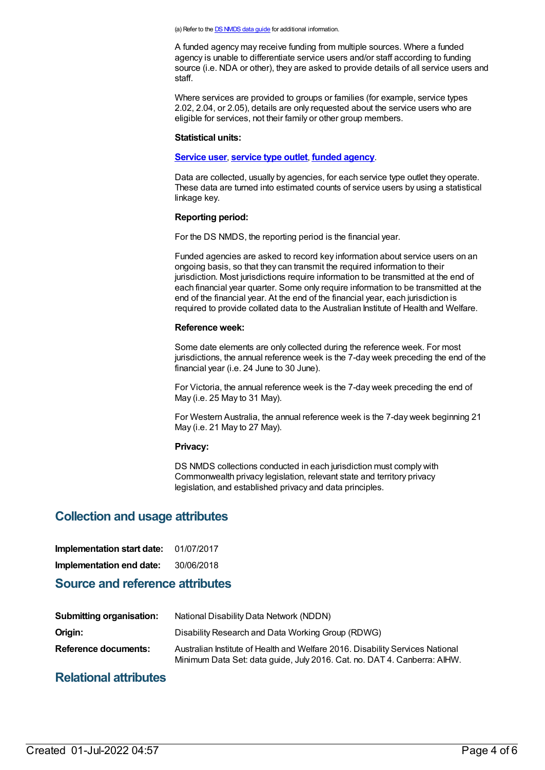(a) Refer to the DS NMDS data guide for additional information.

A funded agency may receive funding from multiple sources. Where a funded agency is unable to differentiate service users and/or staff according to funding source (i.e. NDA or other), they are asked to provide details of all service users and staff.

Where services are provided to groups or families (for example, service types 2.02, 2.04, or 2.05), details are only requested about the service users who are eligible for services, not their family or other group members.

**Statistical units:**

**Service user**, **service type outlet**, **funded agency**.

Data are collected, usually by agencies, for each service type outlet they operate. These data are turned into estimated counts of service users by using a statistical linkage key.

**Reporting period:**

For the DS NMDS, the reporting period is the financial year.

Funded agencies are asked to record key information about service users on an ongoing basis, so that they can transmit the required information to their jurisdiction. Most jurisdictions require information to be transmitted at the end of each financial year quarter. Some only require information to be transmitted at the end of the financial year. At the end of the financial year, each jurisdiction is required to provide collated data to the Australian Institute of Health and Welfare.

**Reference week:**

Some date elements are only collected during the reference week. For most jurisdictions, the annual reference week is the 7-day week preceding the end of the financial year (i.e. 24 June to 30 June).

For Victoria, the annual reference week is the 7-day week preceding the end of May (i.e. 25 May to 31 May).

For Western Australia, the annual reference week is the 7-day week beginning 21 May (i.e. 21 May to 27 May).

**Privacy:**

DS NMDS collections conducted in each jurisdiction must comply with Commonwealth privacy legislation, relevant state and territory privacy legislation, and established privacy and data principles.

## Collection and usage attributes

**Implementation start date:** 01/07/2017

**Implementation end date:** 30/06/2018

## Source and reference attributes

**Submitting organisation:** National Disability Data Network (NDDN)

**Origin:** Disability Research and Data Working Group (RDWG)

**Reference documents:** Australian Institute of Health and Welfare 2016. Disability Services National Minimum Data Set: data guide, July 2016. Cat. no. DAT 4. Canberra: AIHW.

## Relational attributes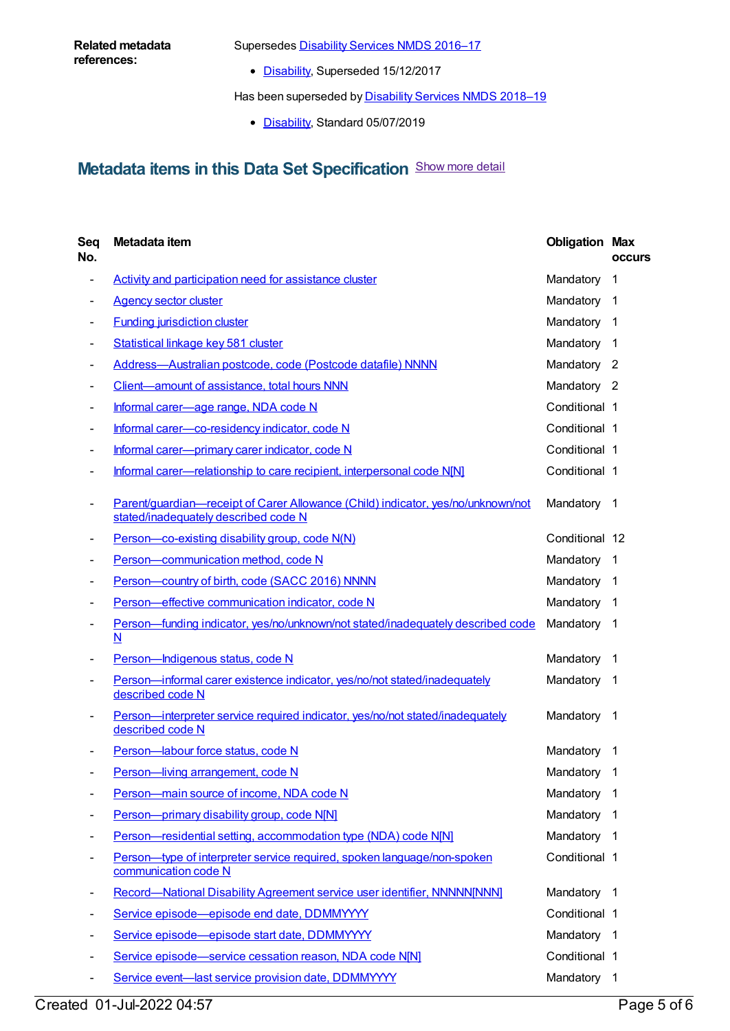**Related metadata references:**

Supersedes Disability Services NMDS 2016–17

- Disability, Superseded 15/12/2017

Has been superseded by Disability Services NMDS 2018–19

- Disability, Standard 05/07/2019

## Metadata items in this Data Set Specification

Show more detail

| Seq No. | Metadata item | Obligation | Max occurs |
|---|---|---|---|
| - | Activity and participation need for assistance cluster | Mandatory | 1 |
| - | Agency sector cluster | Mandatory | 1 |
| - | Funding jurisdiction cluster | Mandatory | 1 |
| - | Statistical linkage key 581 cluster | Mandatory | 1 |
| - | Address—Australian postcode, code (Postcode datafile) NNNN | Mandatory | 2 |
| - | Client—amount of assistance, total hours NNN | Mandatory | 2 |
| - | Informal carer—age range, NDA code N | Conditional | 1 |
| - | Informal carer—co-residency indicator, code N | Conditional | 1 |
| - | Informal carer—primary carer indicator, code N | Conditional | 1 |
| - | Informal carer—relationship to care recipient, interpersonal code N[N] | Conditional | 1 |
| - | Parent/guardian—receipt of Carer Allowance (Child) indicator, yes/no/unknown/not stated/inadequately described code N | Mandatory | 1 |
| - | Person—co-existing disability group, code N(N) | Conditional | 12 |
| - | Person—communication method, code N | Mandatory | 1 |
| - | Person—country of birth, code (SACC 2016) NNNN | Mandatory | 1 |
| - | Person—effective communication indicator, code N | Mandatory | 1 |
| - | Person—funding indicator, yes/no/unknown/not stated/inadequately described code N | Mandatory | 1 |
| - | Person—Indigenous status, code N | Mandatory | 1 |
| - | Person—informal carer existence indicator, yes/no/not stated/inadequately described code N | Mandatory | 1 |
| - | Person—interpreter service required indicator, yes/no/not stated/inadequately described code N | Mandatory | 1 |
| - | Person—labour force status, code N | Mandatory | 1 |
| - | Person—living arrangement, code N | Mandatory | 1 |
| - | Person—main source of income, NDA code N | Mandatory | 1 |
| - | Person—primary disability group, code N[N] | Mandatory | 1 |
| - | Person—residential setting, accommodation type (NDA) code N[N] | Mandatory | 1 |
| - | Person—type of interpreter service required, spoken language/non-spoken communication code N | Conditional | 1 |
| - | Record—National Disability Agreement service user identifier, NNNNN[NNN] | Mandatory | 1 |
| - | Service episode—episode end date, DDMMYYYY | Conditional | 1 |
| - | Service episode—episode start date, DDMMYYYY | Mandatory | 1 |
| - | Service episode—service cessation reason, NDA code N[N] | Conditional | 1 |
| - | Service event—last service provision date, DDMMYYYY | Mandatory | 1 |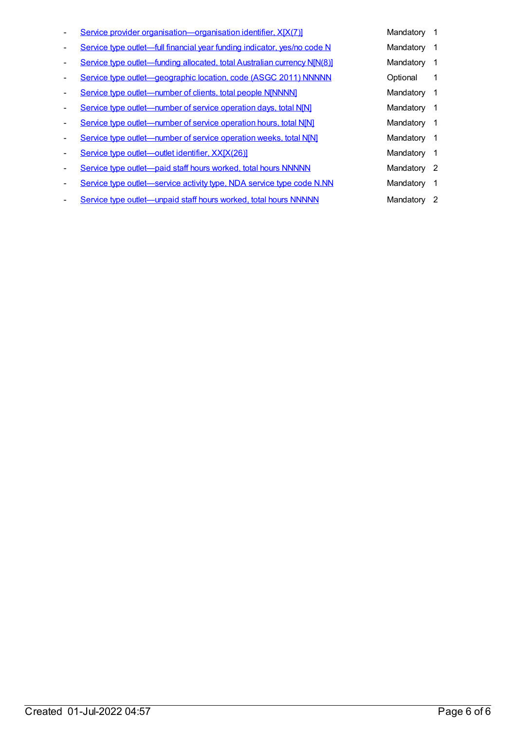| | | |
|---|---|---|
| - Service provider organisation—organisation identifier, X[X(7)] | Mandatory | 1 |
| - Service type outlet—full financial year funding indicator, yes/no code N | Mandatory | 1 |
| - Service type outlet—funding allocated, total Australian currency N[N(8)] | Mandatory | 1 |
| - Service type outlet—geographic location, code (ASGC 2011) NNNNN | Optional | 1 |
| - Service type outlet—number of clients, total people N[NNNN] | Mandatory | 1 |
| - Service type outlet—number of service operation days, total N[N] | Mandatory | 1 |
| - Service type outlet—number of service operation hours, total N[N] | Mandatory | 1 |
| - Service type outlet—number of service operation weeks, total N[N] | Mandatory | 1 |
| - Service type outlet—outlet identifier, XX[X(26)] | Mandatory | 1 |
| - Service type outlet—paid staff hours worked, total hours NNNNN | Mandatory | 2 |
| - Service type outlet—service activity type, NDA service type code N.NN | Mandatory | 1 |
| - Service type outlet—unpaid staff hours worked, total hours NNNNN | Mandatory | 2 |

Created 01-Jul-2022 04:57